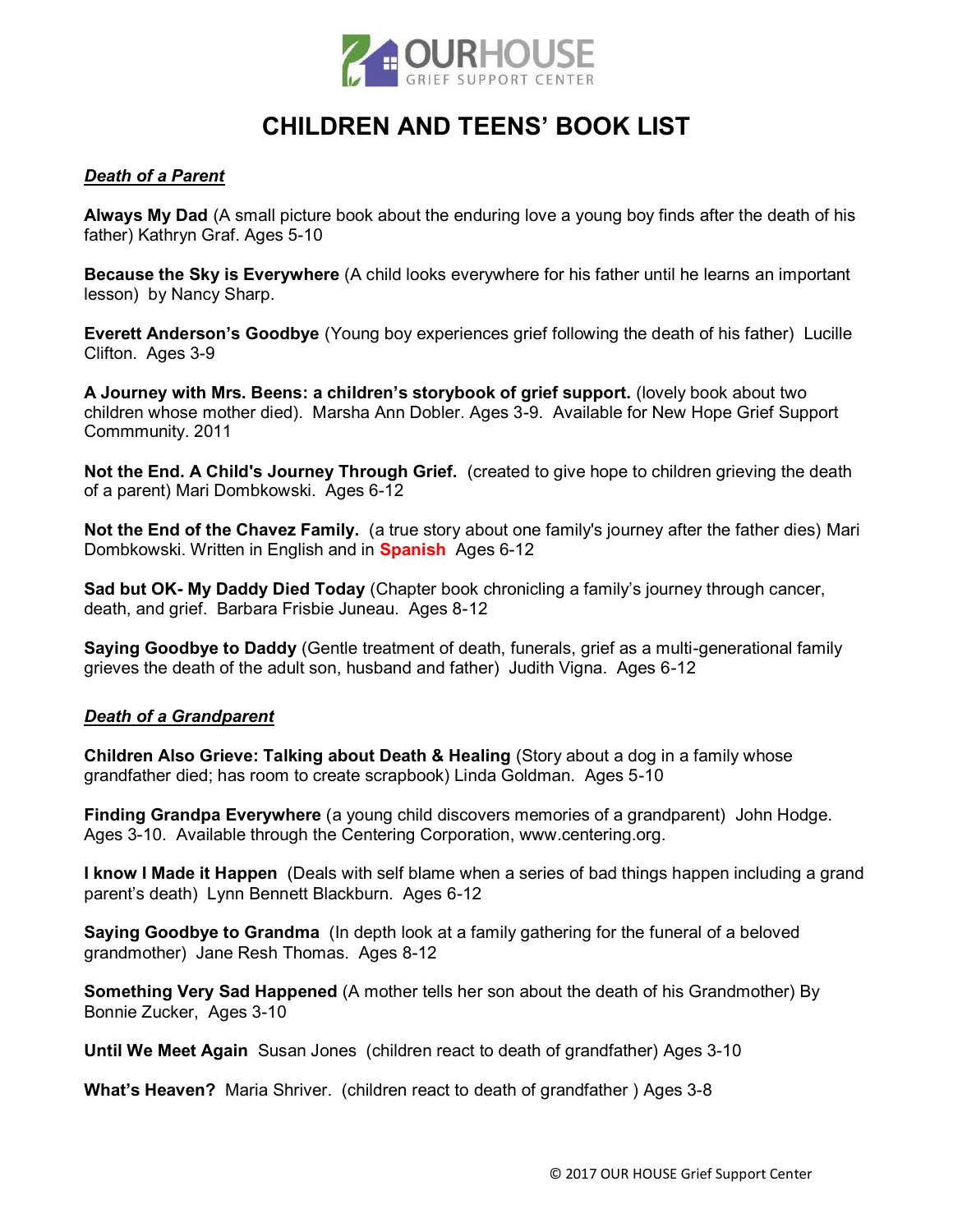OURHOUSE
GRIEF SUPPORT CENTER

# CHILDREN AND TEENS' BOOK LIST

## ***Death of a Parent***

**Always My Dad** (A small picture book about the enduring love a young boy finds after the death of his father) Kathryn Graf. Ages 5-10

**Because the Sky is Everywhere** (A child looks everywhere for his father until he learns an important lesson) by Nancy Sharp.

**Everett Anderson's Goodbye** (Young boy experiences grief following the death of his father) Lucille Clifton. Ages 3-9

**A Journey with Mrs. Beens: a children's storybook of grief support.** (lovely book about two children whose mother died). Marsha Ann Dobler. Ages 3-9. Available for New Hope Grief Support Commmunity. 2011

**Not the End. A Child's Journey Through Grief.** (created to give hope to children grieving the death of a parent) Mari Dombkowski. Ages 6-12

**Not the End of the Chavez Family.** (a true story about one family's journey after the father dies) Mari Dombkowski. Written in English and in **Spanish** Ages 6-12

**Sad but OK- My Daddy Died Today** (Chapter book chronicling a family's journey through cancer, death, and grief. Barbara Frisbie Juneau. Ages 8-12

**Saying Goodbye to Daddy** (Gentle treatment of death, funerals, grief as a multi-generational family grieves the death of the adult son, husband and father) Judith Vigna. Ages 6-12

## ***Death of a Grandparent***

**Children Also Grieve: Talking about Death & Healing** (Story about a dog in a family whose grandfather died; has room to create scrapbook) Linda Goldman. Ages 5-10

**Finding Grandpa Everywhere** (a young child discovers memories of a grandparent) John Hodge. Ages 3-10. Available through the Centering Corporation, www.centering.org.

**I know I Made it Happen** (Deals with self blame when a series of bad things happen including a grand parent's death) Lynn Bennett Blackburn. Ages 6-12

**Saying Goodbye to Grandma** (In depth look at a family gathering for the funeral of a beloved grandmother) Jane Resh Thomas. Ages 8-12

**Something Very Sad Happened** (A mother tells her son about the death of his Grandmother) By Bonnie Zucker, Ages 3-10

**Until We Meet Again** Susan Jones (children react to death of grandfather) Ages 3-10

**What's Heaven?** Maria Shriver. (children react to death of grandfather ) Ages 3-8

© 2017 OUR HOUSE Grief Support Center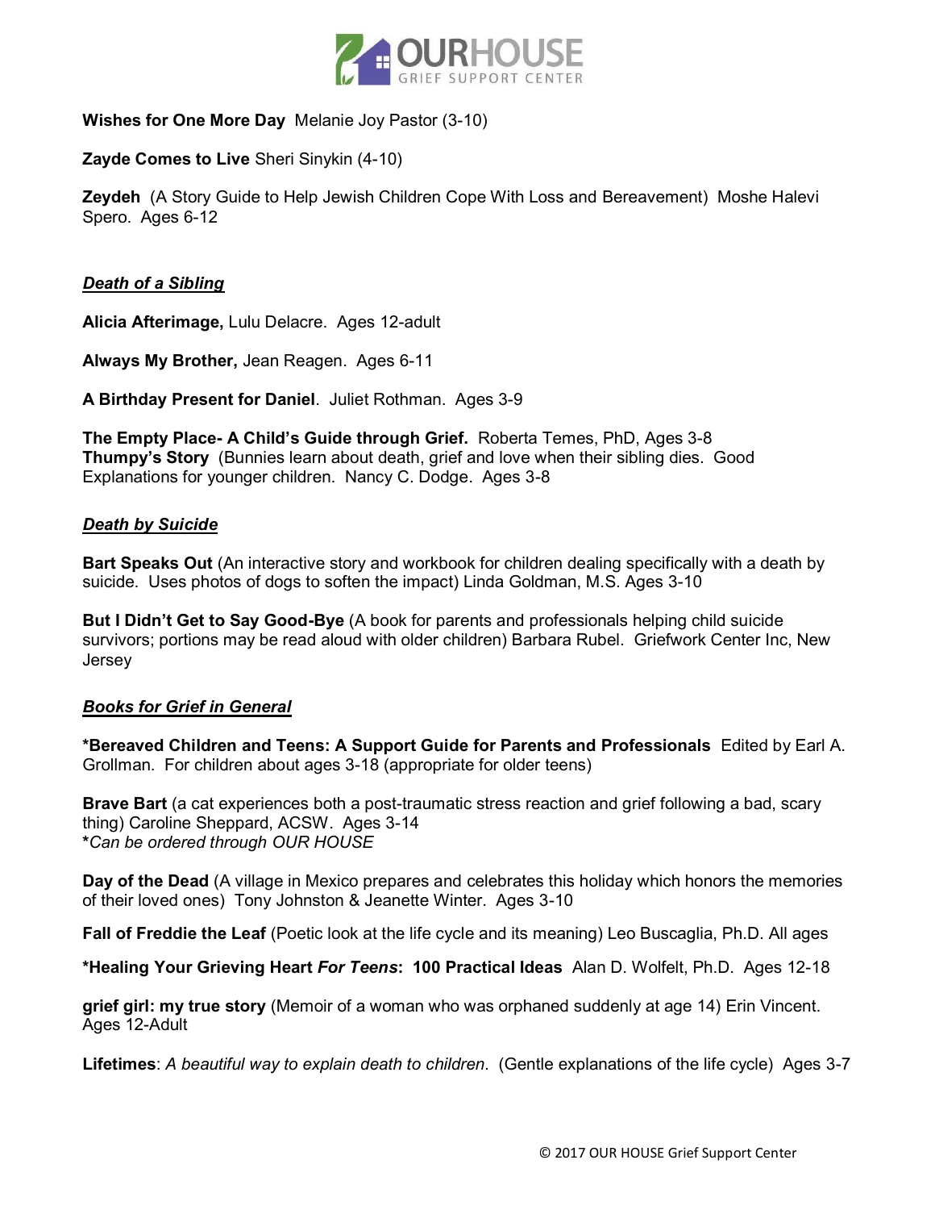**Wishes for One More Day** Melanie Joy Pastor (3-10)

**Zayde Comes to Live** Sheri Sinykin (4-10)

**Zeydeh** (A Story Guide to Help Jewish Children Cope With Loss and Bereavement) Moshe Halevi Spero. Ages 6-12

### ***Death of a Sibling***

**Alicia Afterimage,** Lulu Delacre. Ages 12-adult

**Always My Brother,** Jean Reagen. Ages 6-11

**A Birthday Present for Daniel**. Juliet Rothman. Ages 3-9

**The Empty Place- A Child's Guide through Grief.** Roberta Temes, PhD, Ages 3-8
**Thumpy's Story** (Bunnies learn about death, grief and love when their sibling dies. Good Explanations for younger children. Nancy C. Dodge. Ages 3-8

### ***Death by Suicide***

**Bart Speaks Out** (An interactive story and workbook for children dealing specifically with a death by suicide. Uses photos of dogs to soften the impact) Linda Goldman, M.S. Ages 3-10

**But I Didn't Get to Say Good-Bye** (A book for parents and professionals helping child suicide survivors; portions may be read aloud with older children) Barbara Rubel. Griefwork Center Inc, New Jersey

### ***Books for Grief in General***

**\*Bereaved Children and Teens: A Support Guide for Parents and Professionals** Edited by Earl A. Grollman. For children about ages 3-18 (appropriate for older teens)

**Brave Bart** (a cat experiences both a post-traumatic stress reaction and grief following a bad, scary thing) Caroline Sheppard, ACSW. Ages 3-14
**\****Can be ordered through OUR HOUSE*

**Day of the Dead** (A village in Mexico prepares and celebrates this holiday which honors the memories of their loved ones) Tony Johnston & Jeanette Winter. Ages 3-10

**Fall of Freddie the Leaf** (Poetic look at the life cycle and its meaning) Leo Buscaglia, Ph.D. All ages

**\*Healing Your Grieving Heart *For Teens*: 100 Practical Ideas** Alan D. Wolfelt, Ph.D. Ages 12-18

**grief girl: my true story** (Memoir of a woman who was orphaned suddenly at age 14) Erin Vincent. Ages 12-Adult

**Lifetimes**: *A beautiful way to explain death to children*. (Gentle explanations of the life cycle) Ages 3-7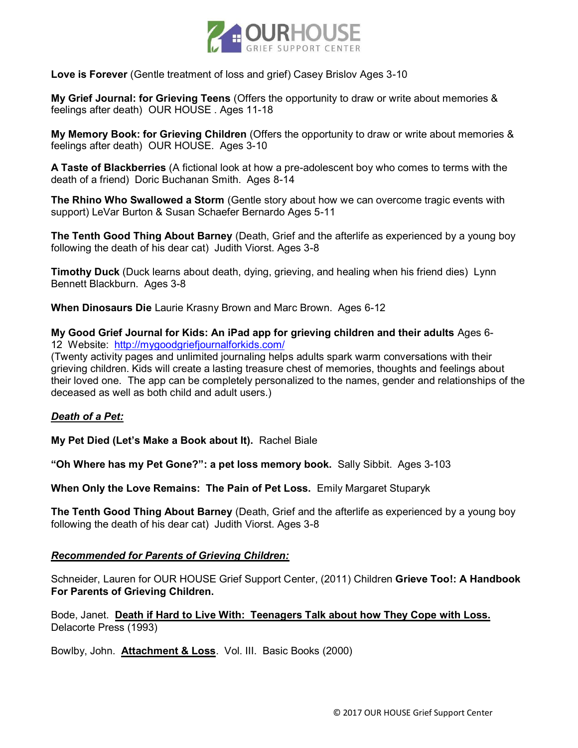**Love is Forever** (Gentle treatment of loss and grief) Casey Brislov Ages 3-10

**My Grief Journal: for Grieving Teens** (Offers the opportunity to draw or write about memories & feelings after death) OUR HOUSE . Ages 11-18

**My Memory Book: for Grieving Children** (Offers the opportunity to draw or write about memories & feelings after death) OUR HOUSE. Ages 3-10

**A Taste of Blackberries** (A fictional look at how a pre-adolescent boy who comes to terms with the death of a friend) Doric Buchanan Smith. Ages 8-14

**The Rhino Who Swallowed a Storm** (Gentle story about how we can overcome tragic events with support) LeVar Burton & Susan Schaefer Bernardo Ages 5-11

**The Tenth Good Thing About Barney** (Death, Grief and the afterlife as experienced by a young boy following the death of his dear cat) Judith Viorst. Ages 3-8

**Timothy Duck** (Duck learns about death, dying, grieving, and healing when his friend dies) Lynn Bennett Blackburn. Ages 3-8

**When Dinosaurs Die** Laurie Krasny Brown and Marc Brown. Ages 6-12

**My Good Grief Journal for Kids: An iPad app for grieving children and their adults** Ages 6-12 Website: http://mygoodgriefjournalforkids.com/
(Twenty activity pages and unlimited journaling helps adults spark warm conversations with their grieving children. Kids will create a lasting treasure chest of memories, thoughts and feelings about their loved one. The app can be completely personalized to the names, gender and relationships of the deceased as well as both child and adult users.)

***Death of a Pet:***

**My Pet Died (Let's Make a Book about It).** Rachel Biale

**"Oh Where has my Pet Gone?": a pet loss memory book.** Sally Sibbit. Ages 3-103

**When Only the Love Remains: The Pain of Pet Loss.** Emily Margaret Stuparyk

**The Tenth Good Thing About Barney** (Death, Grief and the afterlife as experienced by a young boy following the death of his dear cat) Judith Viorst. Ages 3-8

***Recommended for Parents of Grieving Children:***

Schneider, Lauren for OUR HOUSE Grief Support Center, (2011) Children **Grieve Too!: A Handbook For Parents of Grieving Children.**

Bode, Janet. **Death if Hard to Live With: Teenagers Talk about how They Cope with Loss.** Delacorte Press (1993)

Bowlby, John. **Attachment & Loss**. Vol. III. Basic Books (2000)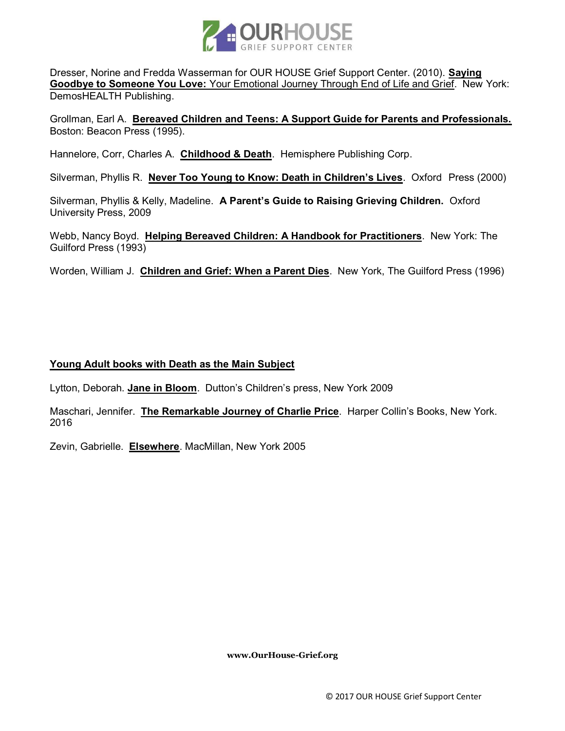Dresser, Norine and Fredda Wasserman for OUR HOUSE Grief Support Center. (2010). **Saying Goodbye to Someone You Love:** Your Emotional Journey Through End of Life and Grief. New York: DemosHEALTH Publishing.

Grollman, Earl A. **Bereaved Children and Teens: A Support Guide for Parents and Professionals.** Boston: Beacon Press (1995).

Hannelore, Corr, Charles A. **Childhood & Death**. Hemisphere Publishing Corp.

Silverman, Phyllis R. **Never Too Young to Know: Death in Children's Lives**. Oxford Press (2000)

Silverman, Phyllis & Kelly, Madeline. **A Parent's Guide to Raising Grieving Children.** Oxford University Press, 2009

Webb, Nancy Boyd. **Helping Bereaved Children: A Handbook for Practitioners**. New York: The Guilford Press (1993)

Worden, William J. **Children and Grief: When a Parent Dies**. New York, The Guilford Press (1996)

## Young Adult books with Death as the Main Subject

Lytton, Deborah. **Jane in Bloom**. Dutton's Children's press, New York 2009

Maschari, Jennifer. **The Remarkable Journey of Charlie Price**. Harper Collin's Books, New York. 2016

Zevin, Gabrielle. **Elsewhere**. MacMillan, New York 2005

**www.OurHouse-Grief.org**

© 2017 OUR HOUSE Grief Support Center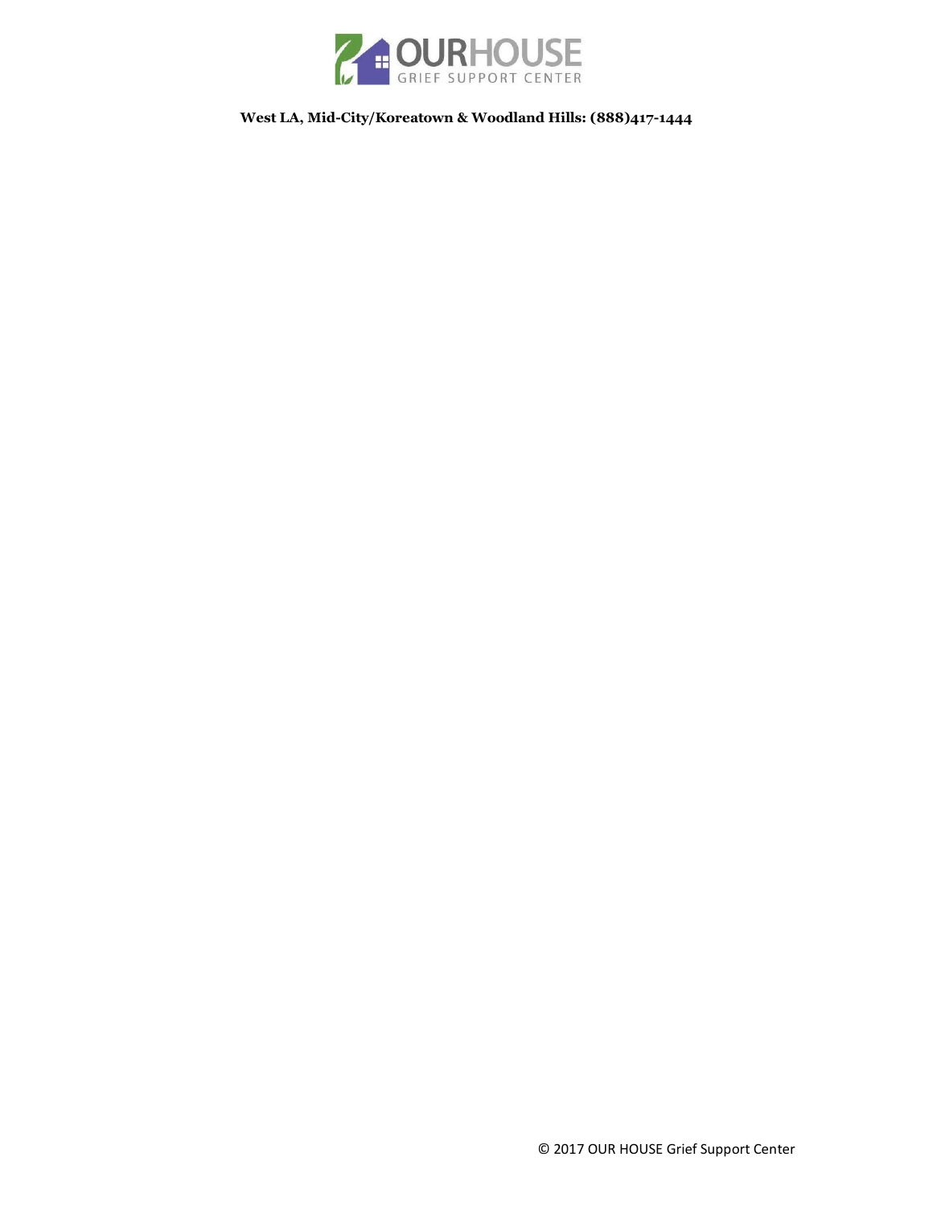**West LA, Mid-City/Koreatown & Woodland Hills: (888)417-1444**